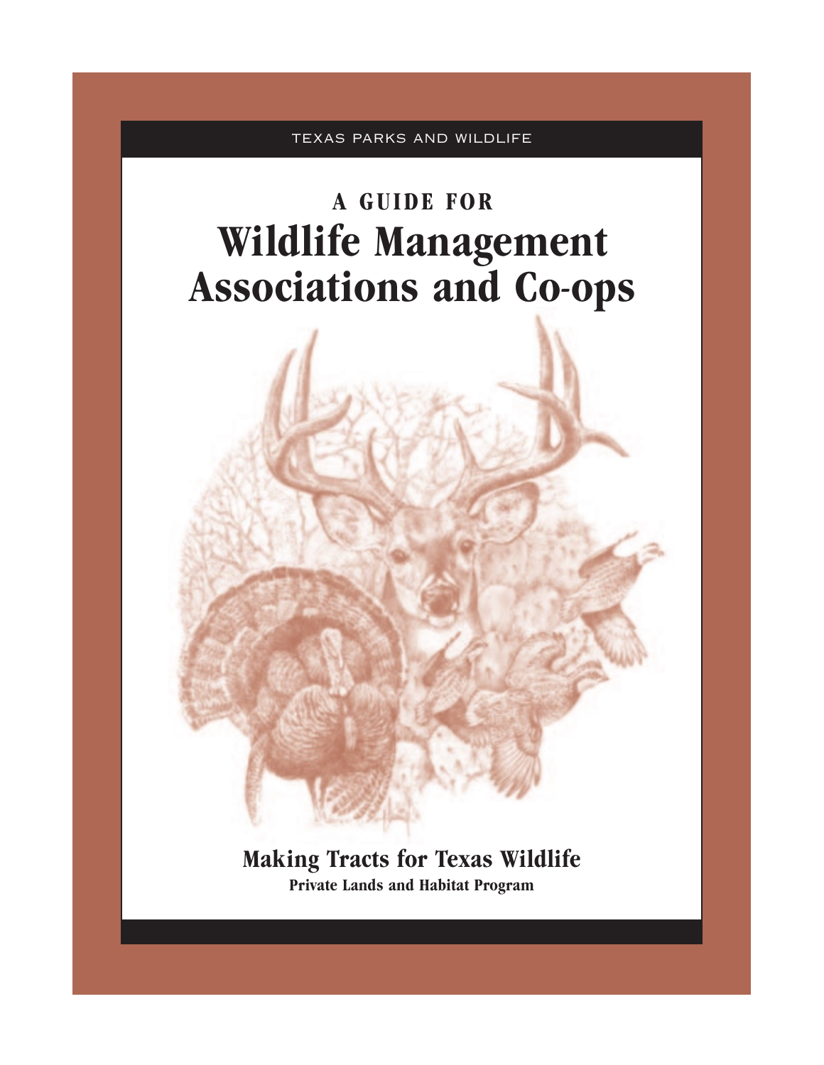TEXAS PARKS AND WILDLIFE

# A GUIDE FOR Wildlife Management Associations and Co-ops

## Making Tracts for Texas Wildlife

**Private Lands and Habitat Program**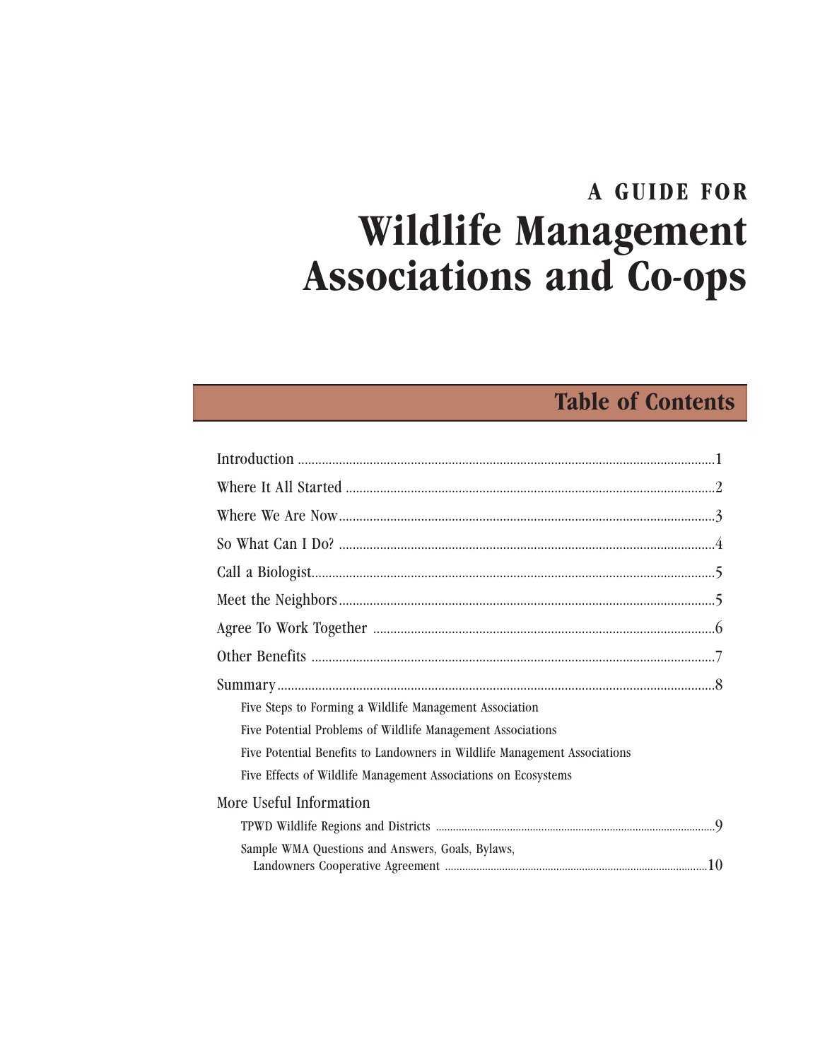# A GUIDE FOR
# Wildlife Management Associations and Co-ops

## Table of Contents

- Introduction .......... 1
- Where It All Started .......... 2
- Where We Are Now .......... 3
- So What Can I Do? .......... 4
- Call a Biologist .......... 5
- Meet the Neighbors .......... 5
- Agree To Work Together .......... 6
- Other Benefits .......... 7
- Summary .......... 8
  - Five Steps to Forming a Wildlife Management Association
  - Five Potential Problems of Wildlife Management Associations
  - Five Potential Benefits to Landowners in Wildlife Management Associations
  - Five Effects of Wildlife Management Associations on Ecosystems
- More Useful Information
  - TPWD Wildlife Regions and Districts .......... 9
  - Sample WMA Questions and Answers, Goals, Bylaws, Landowners Cooperative Agreement .......... 10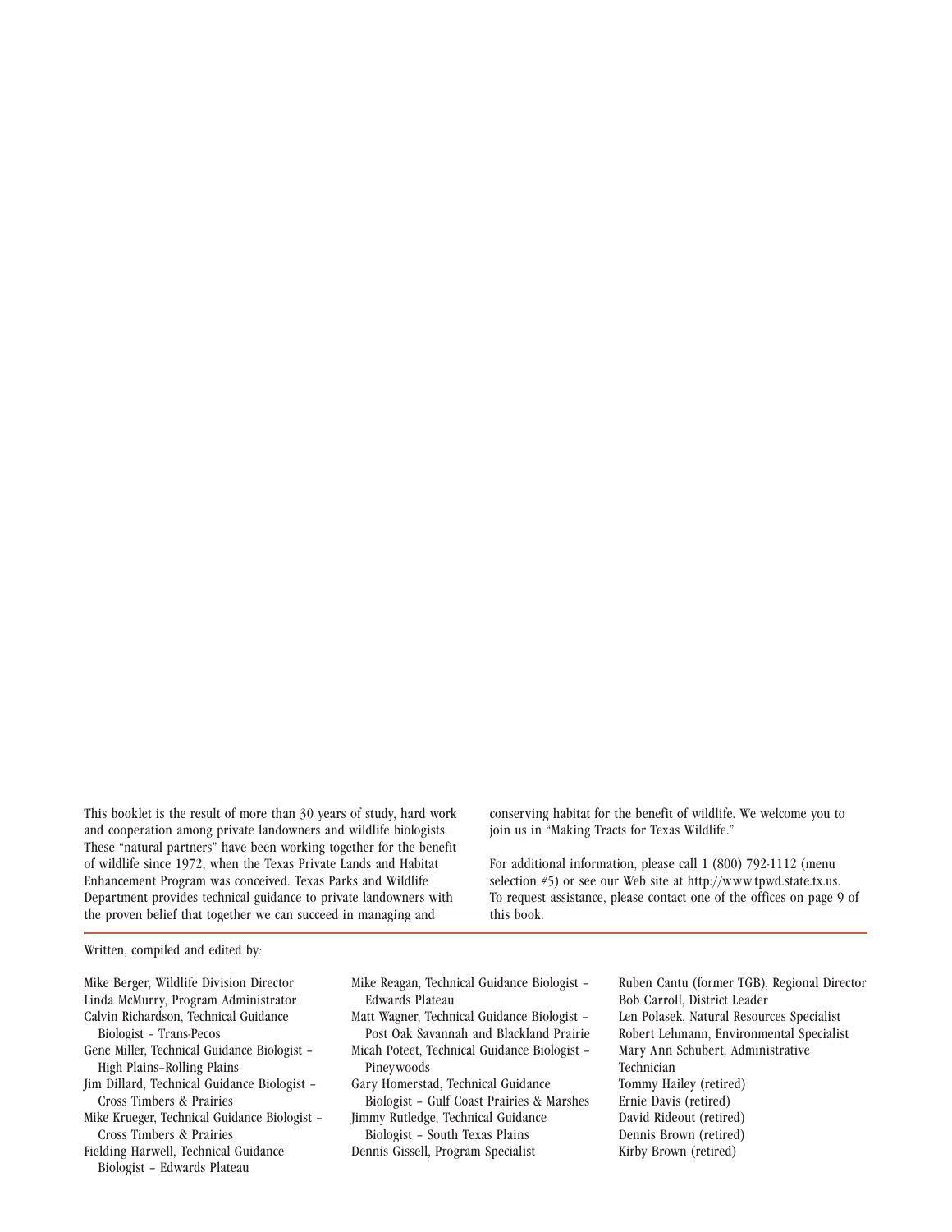This booklet is the result of more than 30 years of study, hard work and cooperation among private landowners and wildlife biologists. These "natural partners" have been working together for the benefit of wildlife since 1972, when the Texas Private Lands and Habitat Enhancement Program was conceived. Texas Parks and Wildlife Department provides technical guidance to private landowners with the proven belief that together we can succeed in managing and conserving habitat for the benefit of wildlife. We welcome you to join us in "Making Tracts for Texas Wildlife."

For additional information, please call 1 (800) 792-1112 (menu selection #5) or see our Web site at http://www.tpwd.state.tx.us. To request assistance, please contact one of the offices on page 9 of this book.

---

Written, compiled and edited by:

Mike Berger, Wildlife Division Director
Linda McMurry, Program Administrator
Calvin Richardson, Technical Guidance Biologist – Trans-Pecos
Gene Miller, Technical Guidance Biologist – High Plains–Rolling Plains
Jim Dillard, Technical Guidance Biologist – Cross Timbers & Prairies
Mike Krueger, Technical Guidance Biologist – Cross Timbers & Prairies
Fielding Harwell, Technical Guidance Biologist – Edwards Plateau
Mike Reagan, Technical Guidance Biologist – Edwards Plateau
Matt Wagner, Technical Guidance Biologist – Post Oak Savannah and Blackland Prairie
Micah Poteet, Technical Guidance Biologist – Pineywoods
Gary Homerstad, Technical Guidance Biologist – Gulf Coast Prairies & Marshes
Jimmy Rutledge, Technical Guidance Biologist – South Texas Plains
Dennis Gissell, Program Specialist
Ruben Cantu (former TGB), Regional Director
Bob Carroll, District Leader
Len Polasek, Natural Resources Specialist
Robert Lehmann, Environmental Specialist
Mary Ann Schubert, Administrative Technician
Tommy Hailey (retired)
Ernie Davis (retired)
David Rideout (retired)
Dennis Brown (retired)
Kirby Brown (retired)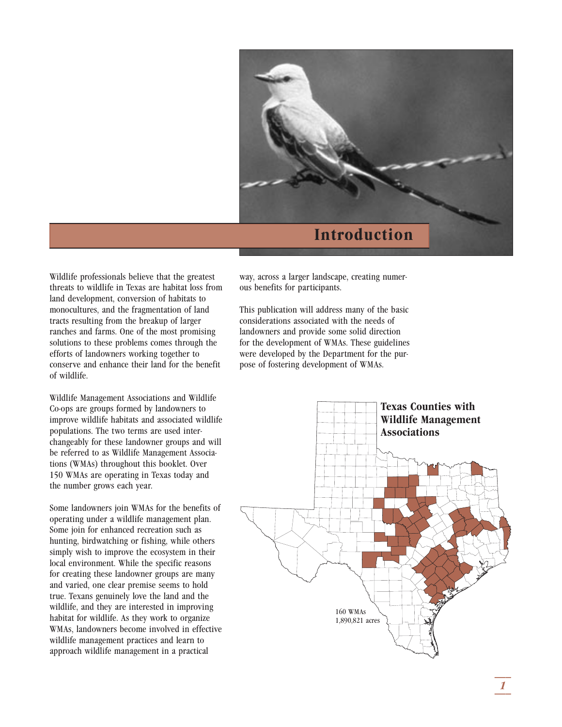# Introduction

Wildlife professionals believe that the greatest threats to wildlife in Texas are habitat loss from land development, conversion of habitats to monocultures, and the fragmentation of land tracts resulting from the breakup of larger ranches and farms. One of the most promising solutions to these problems comes through the efforts of landowners working together to conserve and enhance their land for the benefit of wildlife.

Wildlife Management Associations and Wildlife Co-ops are groups formed by landowners to improve wildlife habitats and associated wildlife populations. The two terms are used interchangeably for these landowner groups and will be referred to as Wildlife Management Associations (WMAs) throughout this booklet. Over 150 WMAs are operating in Texas today and the number grows each year.

Some landowners join WMAs for the benefits of operating under a wildlife management plan. Some join for enhanced recreation such as hunting, birdwatching or fishing, while others simply wish to improve the ecosystem in their local environment. While the specific reasons for creating these landowner groups are many and varied, one clear premise seems to hold true. Texans genuinely love the land and the wildlife, and they are interested in improving habitat for wildlife. As they work to organize WMAs, landowners become involved in effective wildlife management practices and learn to approach wildlife management in a practical way, across a larger landscape, creating numerous benefits for participants.

This publication will address many of the basic considerations associated with the needs of landowners and provide some solid direction for the development of WMAs. These guidelines were developed by the Department for the purpose of fostering development of WMAs.

**Texas Counties with Wildlife Management Associations**

160 WMAs
1,890,821 acres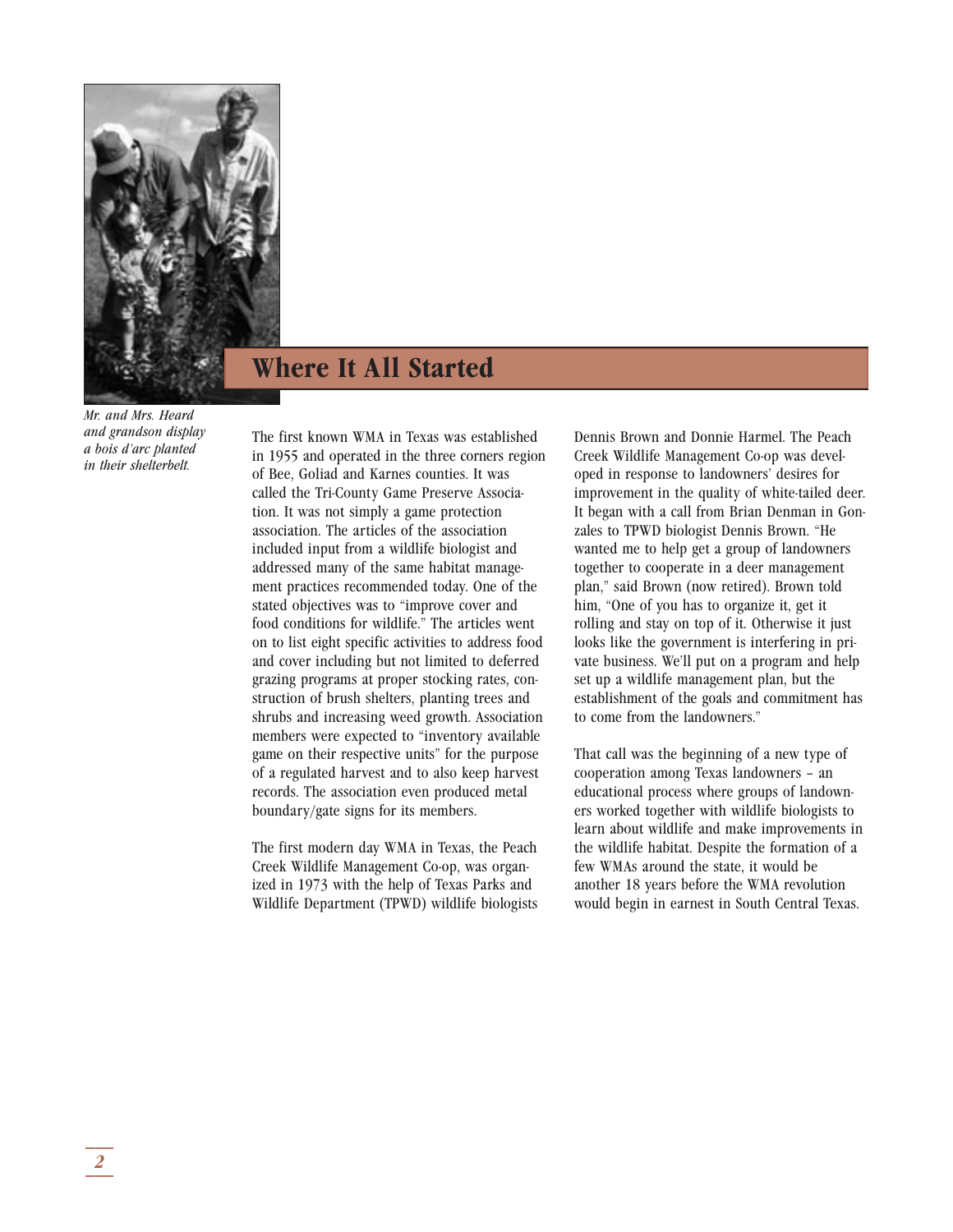Mr. and Mrs. Heard and grandson display a bois d'arc planted in their shelterbelt.

## Where It All Started

The first known WMA in Texas was established in 1955 and operated in the three corners region of Bee, Goliad and Karnes counties. It was called the Tri-County Game Preserve Association. It was not simply a game protection association. The articles of the association included input from a wildlife biologist and addressed many of the same habitat management practices recommended today. One of the stated objectives was to "improve cover and food conditions for wildlife." The articles went on to list eight specific activities to address food and cover including but not limited to deferred grazing programs at proper stocking rates, construction of brush shelters, planting trees and shrubs and increasing weed growth. Association members were expected to "inventory available game on their respective units" for the purpose of a regulated harvest and to also keep harvest records. The association even produced metal boundary/gate signs for its members.

The first modern day WMA in Texas, the Peach Creek Wildlife Management Co-op, was organized in 1973 with the help of Texas Parks and Wildlife Department (TPWD) wildlife biologists Dennis Brown and Donnie Harmel. The Peach Creek Wildlife Management Co-op was developed in response to landowners' desires for improvement in the quality of white-tailed deer. It began with a call from Brian Denman in Gonzales to TPWD biologist Dennis Brown. "He wanted me to help get a group of landowners together to cooperate in a deer management plan," said Brown (now retired). Brown told him, "One of you has to organize it, get it rolling and stay on top of it. Otherwise it just looks like the government is interfering in private business. We'll put on a program and help set up a wildlife management plan, but the establishment of the goals and commitment has to come from the landowners."

That call was the beginning of a new type of cooperation among Texas landowners – an educational process where groups of landowners worked together with wildlife biologists to learn about wildlife and make improvements in the wildlife habitat. Despite the formation of a few WMAs around the state, it would be another 18 years before the WMA revolution would begin in earnest in South Central Texas.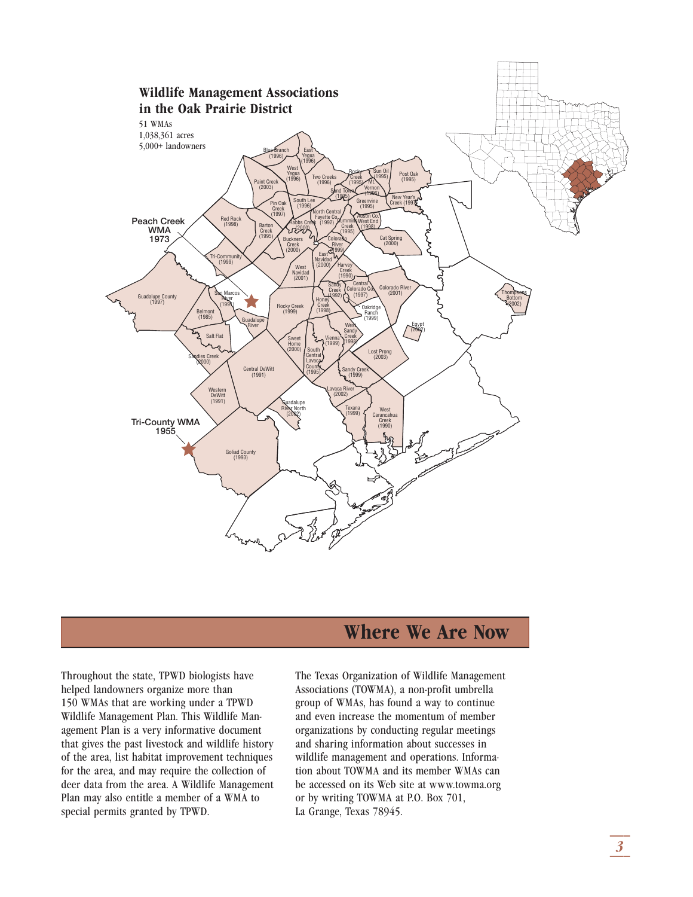## Wildlife Management Associations in the Oak Prairie District

51 WMAs
1,038,361 acres
5,000+ landowners

# Where We Are Now

Throughout the state, TPWD biologists have helped landowners organize more than 150 WMAs that are working under a TPWD Wildlife Management Plan. This Wildlife Management Plan is a very informative document that gives the past livestock and wildlife history of the area, list habitat improvement techniques for the area, and may require the collection of deer data from the area. A Wildlife Management Plan may also entitle a member of a WMA to special permits granted by TPWD.

The Texas Organization of Wildlife Management Associations (TOWMA), a non-profit umbrella group of WMAs, has found a way to continue and even increase the momentum of member organizations by conducting regular meetings and sharing information about successes in wildlife management and operations. Information about TOWMA and its member WMAs can be accessed on its Web site at www.towma.org or by writing TOWMA at P.O. Box 701, La Grange, Texas 78945.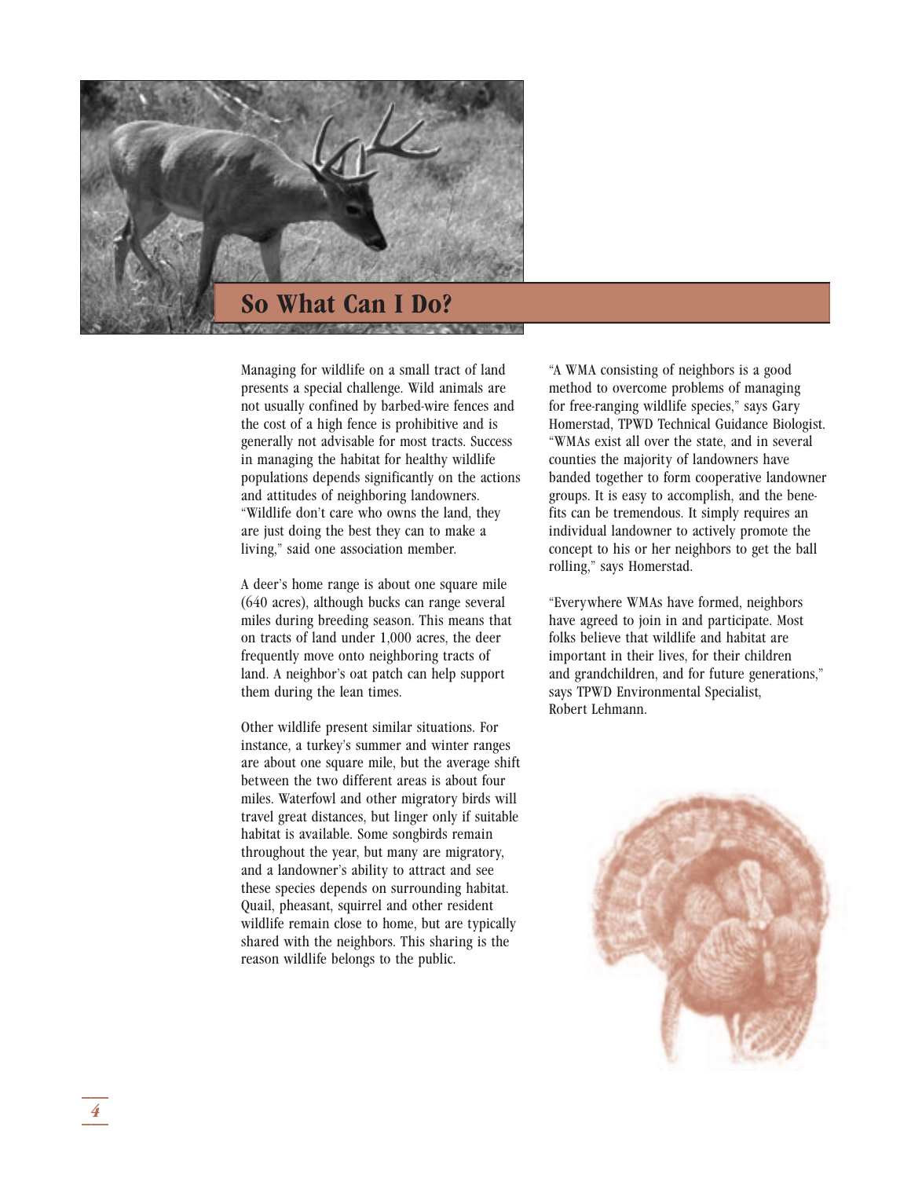# So What Can I Do?

Managing for wildlife on a small tract of land presents a special challenge. Wild animals are not usually confined by barbed-wire fences and the cost of a high fence is prohibitive and is generally not advisable for most tracts. Success in managing the habitat for healthy wildlife populations depends significantly on the actions and attitudes of neighboring landowners. "Wildlife don't care who owns the land, they are just doing the best they can to make a living," said one association member.

A deer's home range is about one square mile (640 acres), although bucks can range several miles during breeding season. This means that on tracts of land under 1,000 acres, the deer frequently move onto neighboring tracts of land. A neighbor's oat patch can help support them during the lean times.

Other wildlife present similar situations. For instance, a turkey's summer and winter ranges are about one square mile, but the average shift between the two different areas is about four miles. Waterfowl and other migratory birds will travel great distances, but linger only if suitable habitat is available. Some songbirds remain throughout the year, but many are migratory, and a landowner's ability to attract and see these species depends on surrounding habitat. Quail, pheasant, squirrel and other resident wildlife remain close to home, but are typically shared with the neighbors. This sharing is the reason wildlife belongs to the public.

"A WMA consisting of neighbors is a good method to overcome problems of managing for free-ranging wildlife species," says Gary Homerstad, TPWD Technical Guidance Biologist. "WMAs exist all over the state, and in several counties the majority of landowners have banded together to form cooperative landowner groups. It is easy to accomplish, and the benefits can be tremendous. It simply requires an individual landowner to actively promote the concept to his or her neighbors to get the ball rolling," says Homerstad.

"Everywhere WMAs have formed, neighbors have agreed to join in and participate. Most folks believe that wildlife and habitat are important in their lives, for their children and grandchildren, and for future generations," says TPWD Environmental Specialist, Robert Lehmann.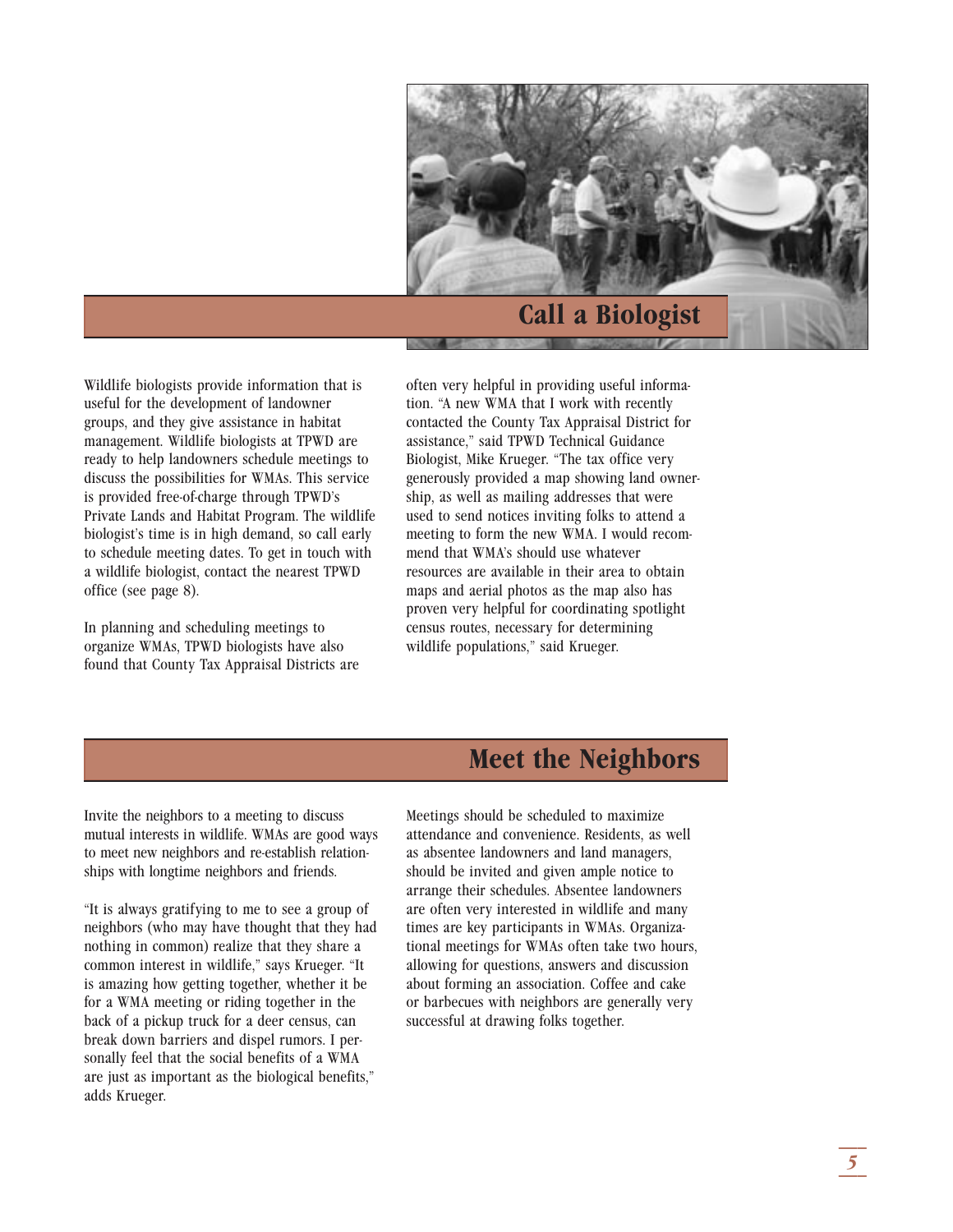## Call a Biologist

Wildlife biologists provide information that is useful for the development of landowner groups, and they give assistance in habitat management. Wildlife biologists at TPWD are ready to help landowners schedule meetings to discuss the possibilities for WMAs. This service is provided free-of-charge through TPWD's Private Lands and Habitat Program. The wildlife biologist's time is in high demand, so call early to schedule meeting dates. To get in touch with a wildlife biologist, contact the nearest TPWD office (see page 8).

In planning and scheduling meetings to organize WMAs, TPWD biologists have also found that County Tax Appraisal Districts are often very helpful in providing useful information. "A new WMA that I work with recently contacted the County Tax Appraisal District for assistance," said TPWD Technical Guidance Biologist, Mike Krueger. "The tax office very generously provided a map showing land ownership, as well as mailing addresses that were used to send notices inviting folks to attend a meeting to form the new WMA. I would recommend that WMA's should use whatever resources are available in their area to obtain maps and aerial photos as the map also has proven very helpful for coordinating spotlight census routes, necessary for determining wildlife populations," said Krueger.

## Meet the Neighbors

Invite the neighbors to a meeting to discuss mutual interests in wildlife. WMAs are good ways to meet new neighbors and re-establish relationships with longtime neighbors and friends.

"It is always gratifying to me to see a group of neighbors (who may have thought that they had nothing in common) realize that they share a common interest in wildlife," says Krueger. "It is amazing how getting together, whether it be for a WMA meeting or riding together in the back of a pickup truck for a deer census, can break down barriers and dispel rumors. I personally feel that the social benefits of a WMA are just as important as the biological benefits," adds Krueger.

Meetings should be scheduled to maximize attendance and convenience. Residents, as well as absentee landowners and land managers, should be invited and given ample notice to arrange their schedules. Absentee landowners are often very interested in wildlife and many times are key participants in WMAs. Organizational meetings for WMAs often take two hours, allowing for questions, answers and discussion about forming an association. Coffee and cake or barbecues with neighbors are generally very successful at drawing folks together.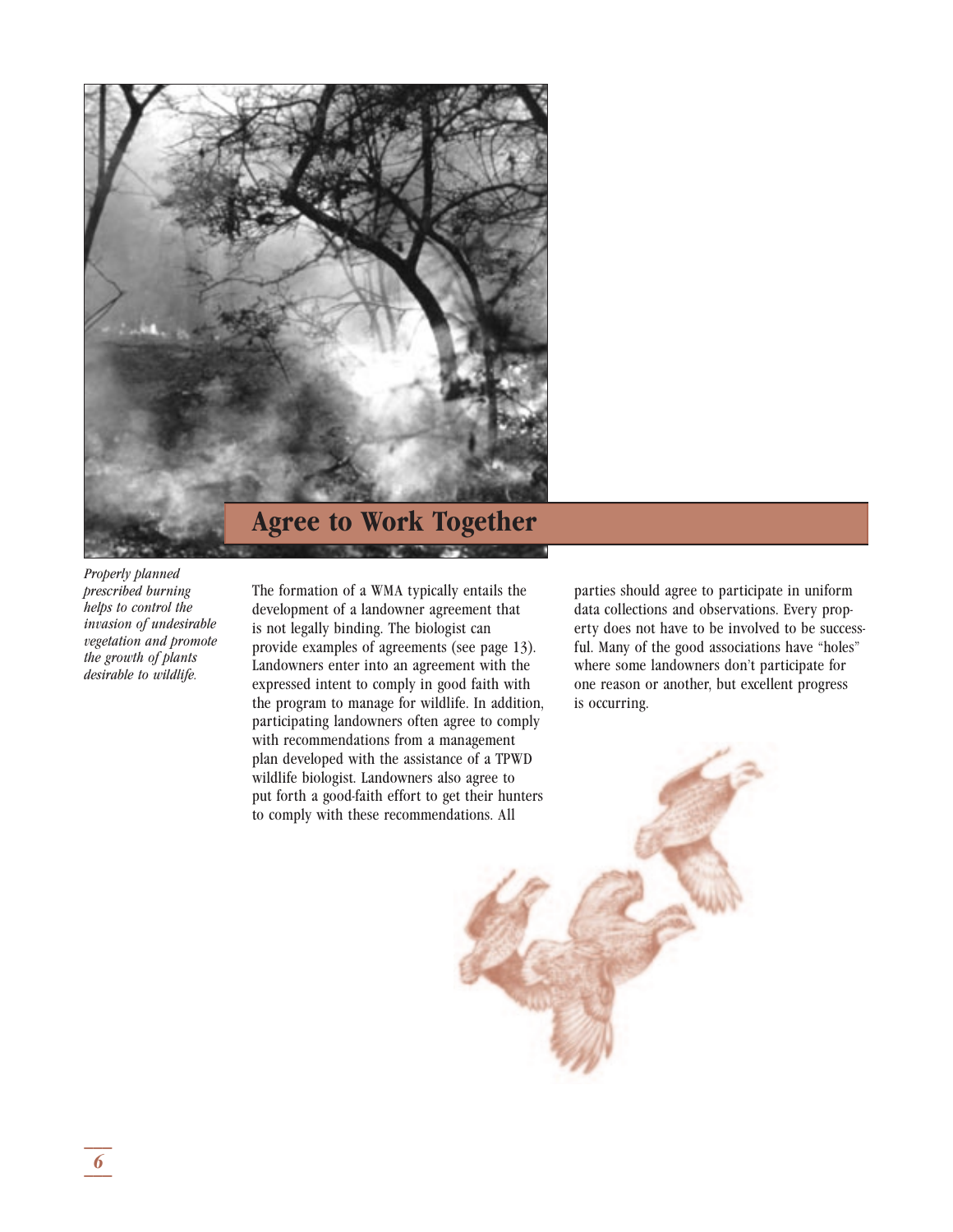*Properly planned prescribed burning helps to control the invasion of undesirable vegetation and promote the growth of plants desirable to wildlife.*

## Agree to Work Together

The formation of a WMA typically entails the development of a landowner agreement that is not legally binding. The biologist can provide examples of agreements (see page 13). Landowners enter into an agreement with the expressed intent to comply in good faith with the program to manage for wildlife. In addition, participating landowners often agree to comply with recommendations from a management plan developed with the assistance of a TPWD wildlife biologist. Landowners also agree to put forth a good-faith effort to get their hunters to comply with these recommendations. All parties should agree to participate in uniform data collections and observations. Every property does not have to be involved to be successful. Many of the good associations have "holes" where some landowners don't participate for one reason or another, but excellent progress is occurring.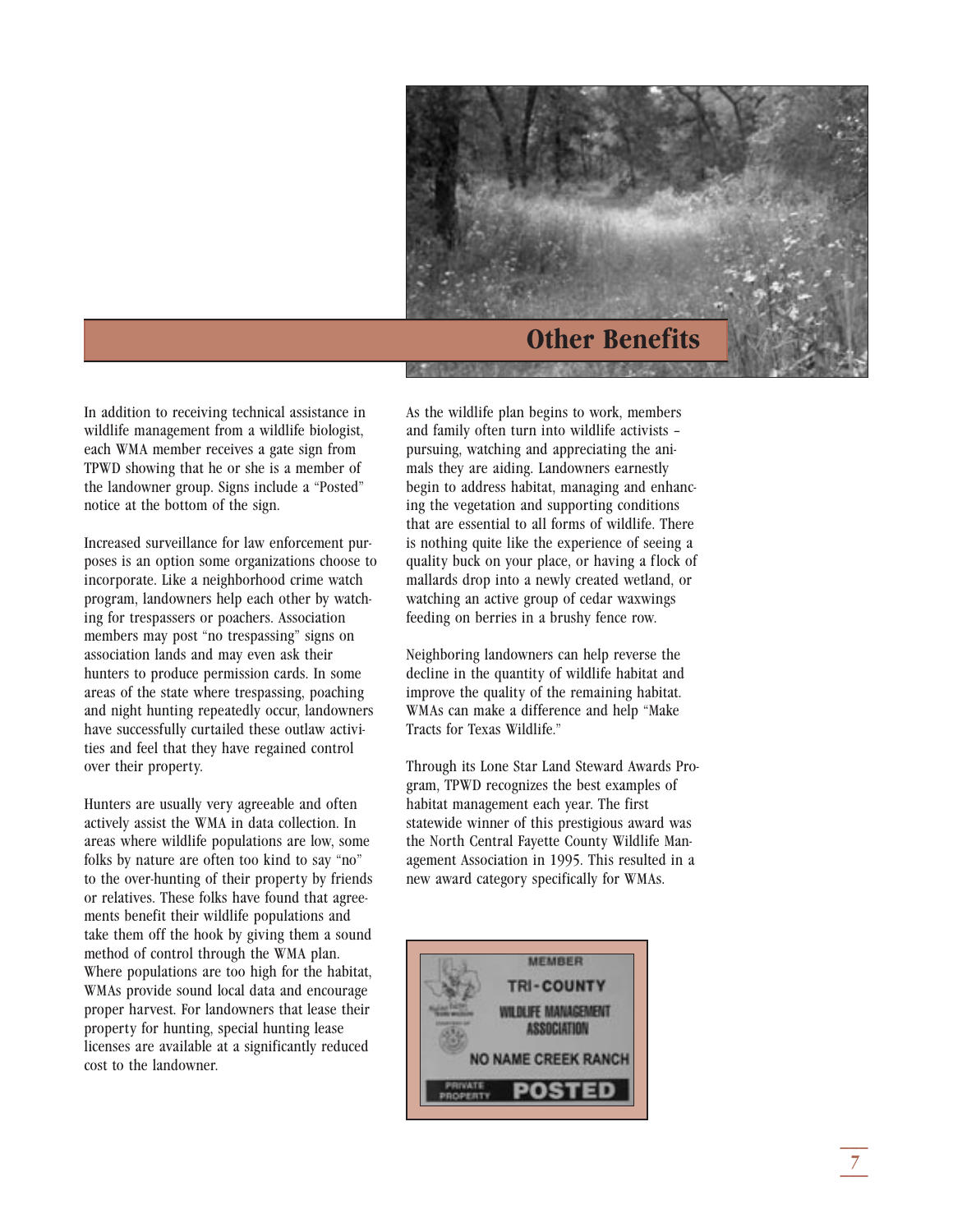## Other Benefits

In addition to receiving technical assistance in wildlife management from a wildlife biologist, each WMA member receives a gate sign from TPWD showing that he or she is a member of the landowner group. Signs include a "Posted" notice at the bottom of the sign.

Increased surveillance for law enforcement purposes is an option some organizations choose to incorporate. Like a neighborhood crime watch program, landowners help each other by watching for trespassers or poachers. Association members may post "no trespassing" signs on association lands and may even ask their hunters to produce permission cards. In some areas of the state where trespassing, poaching and night hunting repeatedly occur, landowners have successfully curtailed these outlaw activities and feel that they have regained control over their property.

Hunters are usually very agreeable and often actively assist the WMA in data collection. In areas where wildlife populations are low, some folks by nature are often too kind to say "no" to the over-hunting of their property by friends or relatives. These folks have found that agreements benefit their wildlife populations and take them off the hook by giving them a sound method of control through the WMA plan. Where populations are too high for the habitat, WMAs provide sound local data and encourage proper harvest. For landowners that lease their property for hunting, special hunting lease licenses are available at a significantly reduced cost to the landowner.

As the wildlife plan begins to work, members and family often turn into wildlife activists – pursuing, watching and appreciating the animals they are aiding. Landowners earnestly begin to address habitat, managing and enhancing the vegetation and supporting conditions that are essential to all forms of wildlife. There is nothing quite like the experience of seeing a quality buck on your place, or having a flock of mallards drop into a newly created wetland, or watching an active group of cedar waxwings feeding on berries in a brushy fence row.

Neighboring landowners can help reverse the decline in the quantity of wildlife habitat and improve the quality of the remaining habitat. WMAs can make a difference and help "Make Tracts for Texas Wildlife."

Through its Lone Star Land Steward Awards Program, TPWD recognizes the best examples of habitat management each year. The first statewide winner of this prestigious award was the North Central Fayette County Wildlife Management Association in 1995. This resulted in a new award category specifically for WMAs.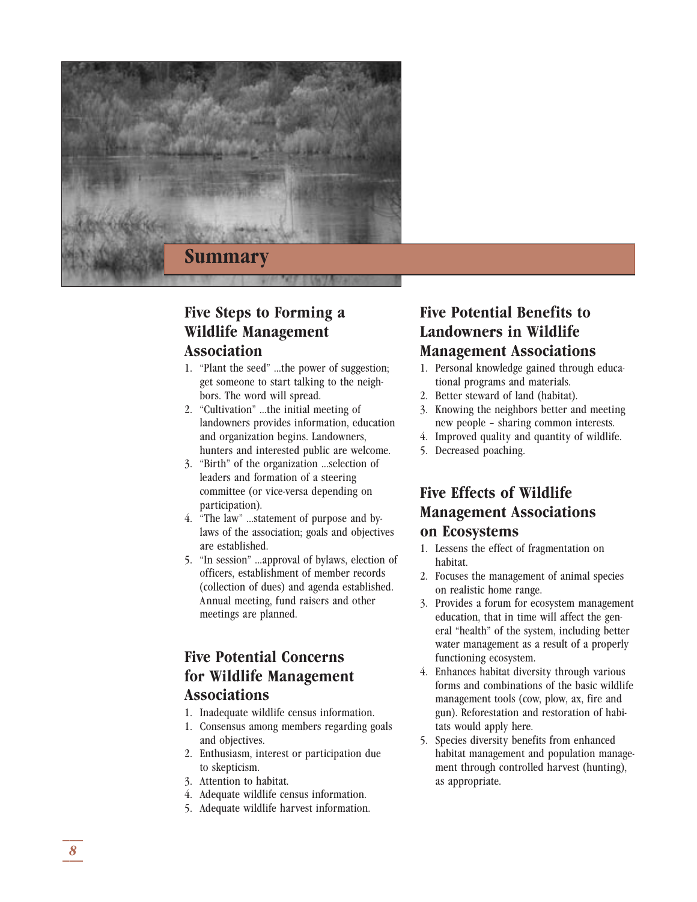# Summary

## Five Steps to Forming a Wildlife Management Association

1. "Plant the seed" ...the power of suggestion; get someone to start talking to the neighbors. The word will spread.
2. "Cultivation" ...the initial meeting of landowners provides information, education and organization begins. Landowners, hunters and interested public are welcome.
3. "Birth" of the organization ...selection of leaders and formation of a steering committee (or vice-versa depending on participation).
4. "The law" ...statement of purpose and bylaws of the association; goals and objectives are established.
5. "In session" ...approval of bylaws, election of officers, establishment of member records (collection of dues) and agenda established. Annual meeting, fund raisers and other meetings are planned.

## Five Potential Concerns for Wildlife Management Associations

1. Inadequate wildlife census information.
1. Consensus among members regarding goals and objectives.
2. Enthusiasm, interest or participation due to skepticism.
3. Attention to habitat.
4. Adequate wildlife census information.
5. Adequate wildlife harvest information.

## Five Potential Benefits to Landowners in Wildlife Management Associations

1. Personal knowledge gained through educational programs and materials.
2. Better steward of land (habitat).
3. Knowing the neighbors better and meeting new people – sharing common interests.
4. Improved quality and quantity of wildlife.
5. Decreased poaching.

## Five Effects of Wildlife Management Associations on Ecosystems

1. Lessens the effect of fragmentation on habitat.
2. Focuses the management of animal species on realistic home range.
3. Provides a forum for ecosystem management education, that in time will affect the general "health" of the system, including better water management as a result of a properly functioning ecosystem.
4. Enhances habitat diversity through various forms and combinations of the basic wildlife management tools (cow, plow, ax, fire and gun). Reforestation and restoration of habitats would apply here.
5. Species diversity benefits from enhanced habitat management and population management through controlled harvest (hunting), as appropriate.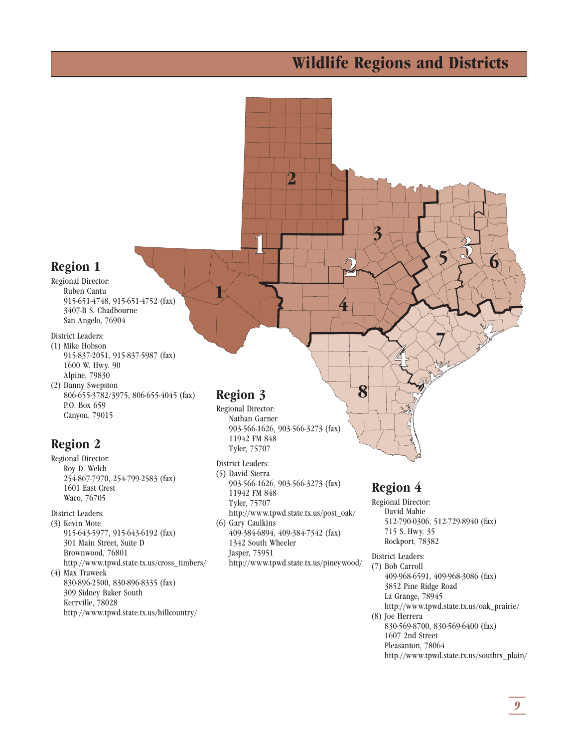# Wildlife Regions and Districts

## Region 1

Regional Director:
Ruben Cantu
915-651-4748, 915-651-4752 (fax)
3407-B S. Chadbourne
San Angelo, 76904

District Leaders:

(1) Mike Hobson
915-837-2051, 915-837-5987 (fax)
1600 W. Hwy. 90
Alpine, 79830

(2) Danny Swepston
806-655-3782/3975, 806-655-4045 (fax)
P.O. Box 659
Canyon, 79015

## Region 2

Regional Director:
Roy D. Welch
254-867-7970, 254-799-2583 (fax)
1601 East Crest
Waco, 76705

District Leaders:

(3) Kevin Mote
915-643-5977, 915-643-6192 (fax)
301 Main Street, Suite D
Brownwood, 76801
http://www.tpwd.state.tx.us/cross_timbers/

(4) Max Traweek
830-896-2500, 830-896-8335 (fax)
309 Sidney Baker South
Kerrville, 78028
http://www.tpwd.state.tx.us/hillcountry/

## Region 3

Regional Director:
Nathan Garner
903-566-1626, 903-566-3273 (fax)
11942 FM 848
Tyler, 75707

District Leaders:

(5) David Sierra
903-566-1626, 903-566-3273 (fax)
11942 FM 848
Tyler, 75707
http://www.tpwd.state.tx.us/post_oak/

(6) Gary Caulkins
409-384-6894, 409-384-7342 (fax)
1342 South Wheeler
Jasper, 75951
http://www.tpwd.state.tx.us/pineywood/

## Region 4

Regional Director:
David Mabie
512-790-0306, 512-729-8940 (fax)
715 S. Hwy. 35
Rockport, 78382

District Leaders:

(7) Bob Carroll
409-968-6591, 409-968-3086 (fax)
3852 Pine Ridge Road
La Grange, 78945
http://www.tpwd.state.tx.us/oak_prairie/

(8) Joe Herrera
830-569-8700, 830-569-6400 (fax)
1607 2nd Street
Pleasanton, 78064
http://www.tpwd.state.tx.us/southtx_plain/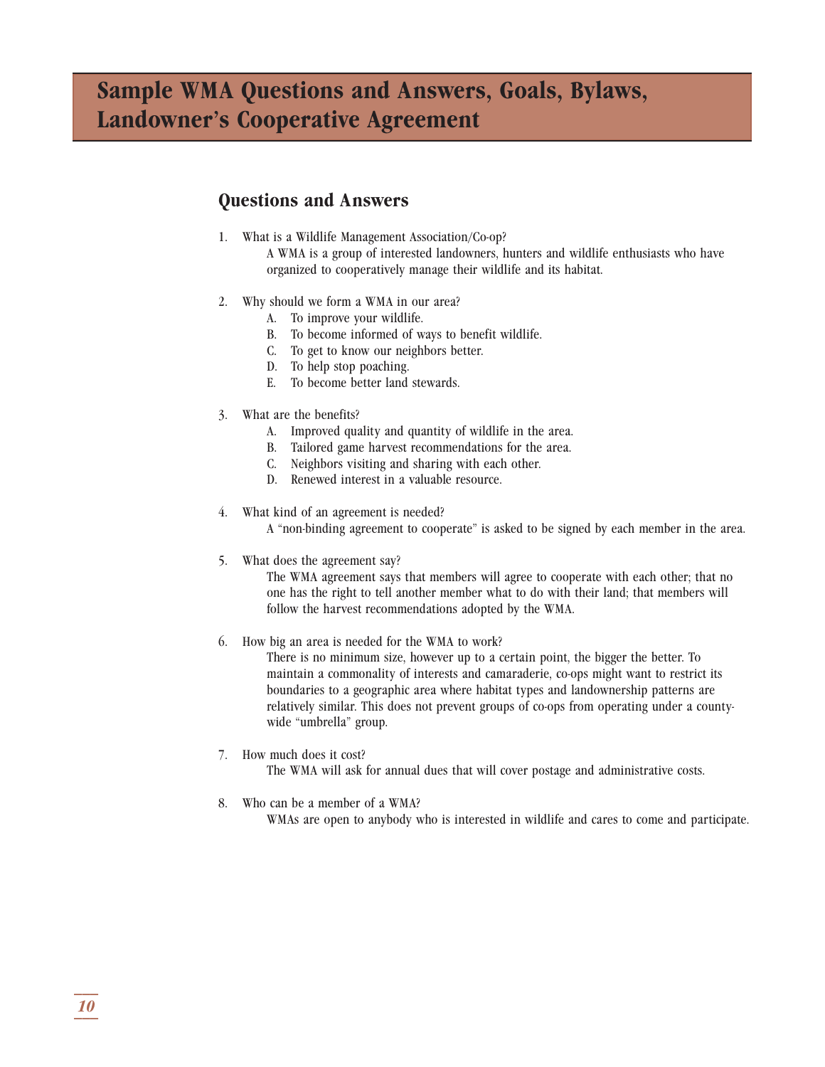# Sample WMA Questions and Answers, Goals, Bylaws, Landowner's Cooperative Agreement

## Questions and Answers

1. What is a Wildlife Management Association/Co-op?

   A WMA is a group of interested landowners, hunters and wildlife enthusiasts who have organized to cooperatively manage their wildlife and its habitat.

2. Why should we form a WMA in our area?
   - A. To improve your wildlife.
   - B. To become informed of ways to benefit wildlife.
   - C. To get to know our neighbors better.
   - D. To help stop poaching.
   - E. To become better land stewards.

3. What are the benefits?
   - A. Improved quality and quantity of wildlife in the area.
   - B. Tailored game harvest recommendations for the area.
   - C. Neighbors visiting and sharing with each other.
   - D. Renewed interest in a valuable resource.

4. What kind of an agreement is needed?

   A "non-binding agreement to cooperate" is asked to be signed by each member in the area.

5. What does the agreement say?

   The WMA agreement says that members will agree to cooperate with each other; that no one has the right to tell another member what to do with their land; that members will follow the harvest recommendations adopted by the WMA.

6. How big an area is needed for the WMA to work?

   There is no minimum size, however up to a certain point, the bigger the better. To maintain a commonality of interests and camaraderie, co-ops might want to restrict its boundaries to a geographic area where habitat types and landownership patterns are relatively similar. This does not prevent groups of co-ops from operating under a county-wide "umbrella" group.

7. How much does it cost?

   The WMA will ask for annual dues that will cover postage and administrative costs.

8. Who can be a member of a WMA?

   WMAs are open to anybody who is interested in wildlife and cares to come and participate.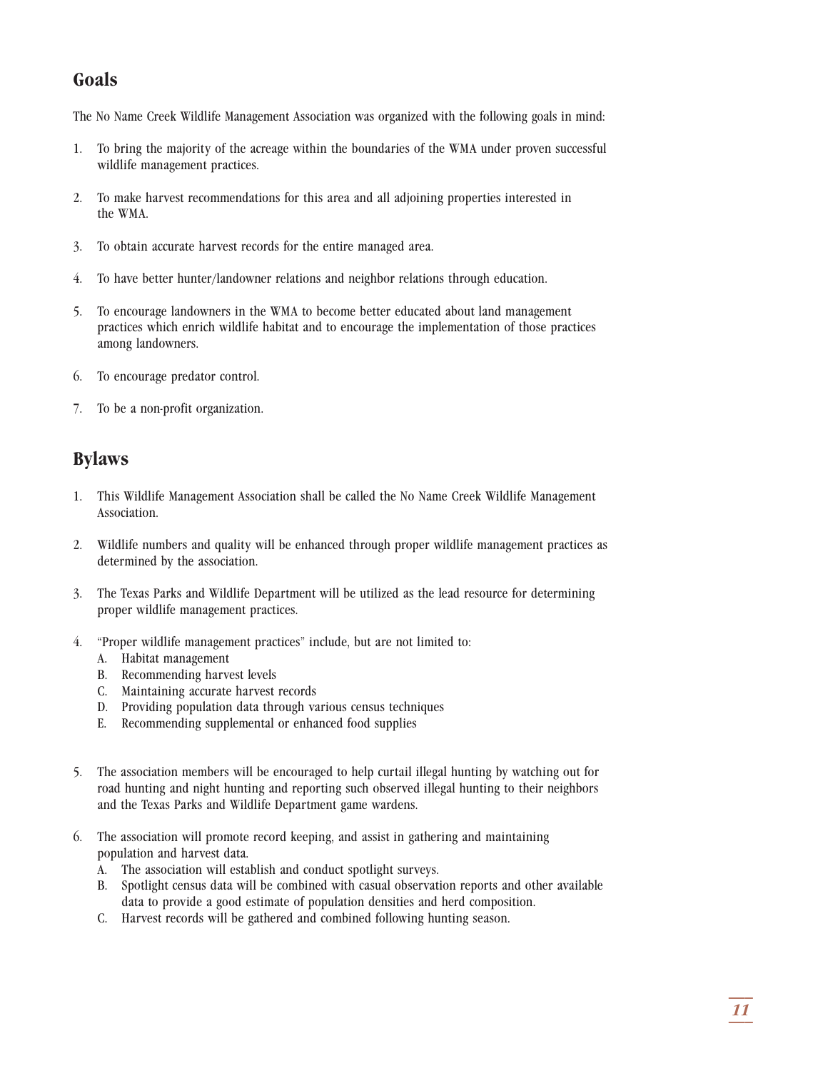## Goals

The No Name Creek Wildlife Management Association was organized with the following goals in mind:

1. To bring the majority of the acreage within the boundaries of the WMA under proven successful wildlife management practices.

2. To make harvest recommendations for this area and all adjoining properties interested in the WMA.

3. To obtain accurate harvest records for the entire managed area.

4. To have better hunter/landowner relations and neighbor relations through education.

5. To encourage landowners in the WMA to become better educated about land management practices which enrich wildlife habitat and to encourage the implementation of those practices among landowners.

6. To encourage predator control.

7. To be a non-profit organization.

## Bylaws

1. This Wildlife Management Association shall be called the No Name Creek Wildlife Management Association.

2. Wildlife numbers and quality will be enhanced through proper wildlife management practices as determined by the association.

3. The Texas Parks and Wildlife Department will be utilized as the lead resource for determining proper wildlife management practices.

4. "Proper wildlife management practices" include, but are not limited to:
   - A. Habitat management
   - B. Recommending harvest levels
   - C. Maintaining accurate harvest records
   - D. Providing population data through various census techniques
   - E. Recommending supplemental or enhanced food supplies

5. The association members will be encouraged to help curtail illegal hunting by watching out for road hunting and night hunting and reporting such observed illegal hunting to their neighbors and the Texas Parks and Wildlife Department game wardens.

6. The association will promote record keeping, and assist in gathering and maintaining population and harvest data.
   - A. The association will establish and conduct spotlight surveys.
   - B. Spotlight census data will be combined with casual observation reports and other available data to provide a good estimate of population densities and herd composition.
   - C. Harvest records will be gathered and combined following hunting season.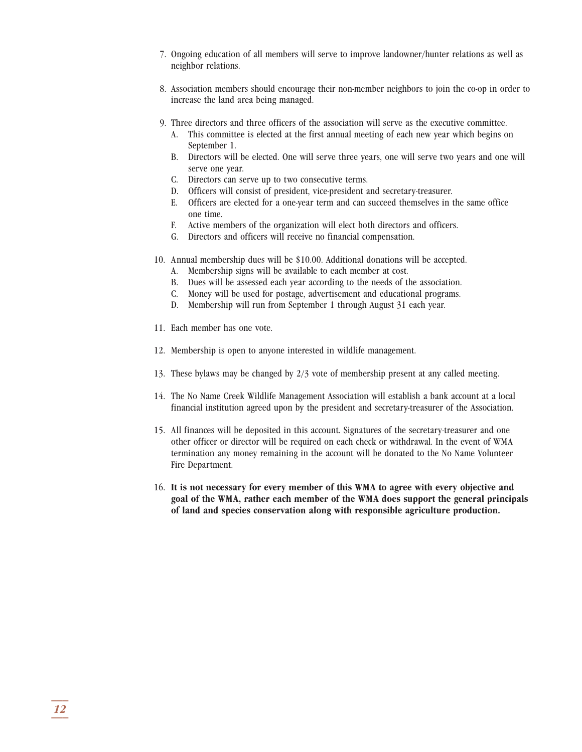7. Ongoing education of all members will serve to improve landowner/hunter relations as well as neighbor relations.

8. Association members should encourage their non-member neighbors to join the co-op in order to increase the land area being managed.

9. Three directors and three officers of the association will serve as the executive committee.
   A. This committee is elected at the first annual meeting of each new year which begins on September 1.
   B. Directors will be elected. One will serve three years, one will serve two years and one will serve one year.
   C. Directors can serve up to two consecutive terms.
   D. Officers will consist of president, vice-president and secretary-treasurer.
   E. Officers are elected for a one-year term and can succeed themselves in the same office one time.
   F. Active members of the organization will elect both directors and officers.
   G. Directors and officers will receive no financial compensation.

10. Annual membership dues will be $10.00. Additional donations will be accepted.
    A. Membership signs will be available to each member at cost.
    B. Dues will be assessed each year according to the needs of the association.
    C. Money will be used for postage, advertisement and educational programs.
    D. Membership will run from September 1 through August 31 each year.

11. Each member has one vote.

12. Membership is open to anyone interested in wildlife management.

13. These bylaws may be changed by 2/3 vote of membership present at any called meeting.

14. The No Name Creek Wildlife Management Association will establish a bank account at a local financial institution agreed upon by the president and secretary-treasurer of the Association.

15. All finances will be deposited in this account. Signatures of the secretary-treasurer and one other officer or director will be required on each check or withdrawal. In the event of WMA termination any money remaining in the account will be donated to the No Name Volunteer Fire Department.

16. **It is not necessary for every member of this WMA to agree with every objective and goal of the WMA, rather each member of the WMA does support the general principals of land and species conservation along with responsible agriculture production.**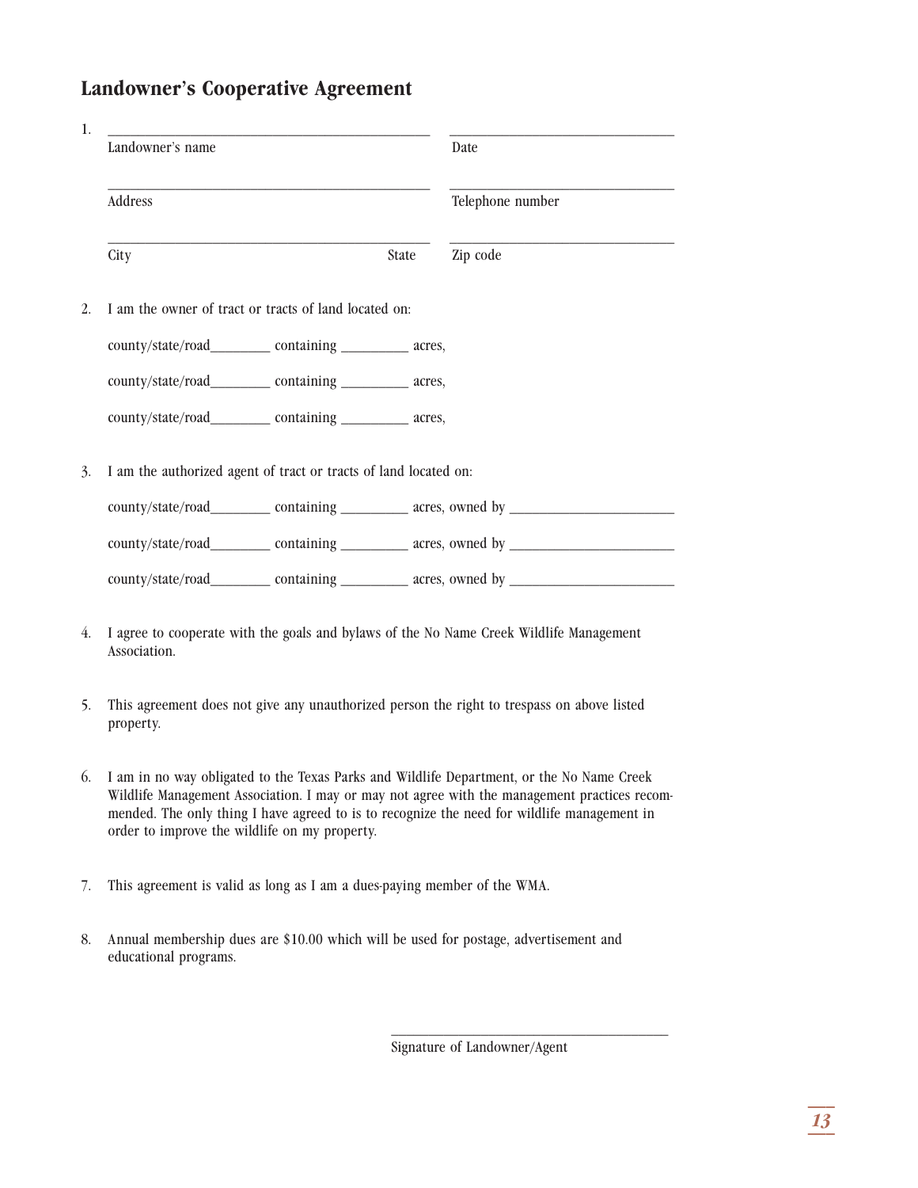## Landowner's Cooperative Agreement

1. ______________________________________________ ________________________________

   Landowner's name &nbsp;&nbsp;&nbsp;&nbsp;&nbsp;&nbsp;&nbsp;&nbsp;&nbsp;&nbsp;&nbsp;&nbsp;&nbsp;&nbsp;&nbsp;&nbsp;&nbsp;&nbsp;&nbsp;&nbsp;&nbsp;&nbsp;&nbsp;&nbsp;&nbsp;&nbsp;&nbsp;&nbsp;&nbsp;&nbsp;&nbsp;&nbsp;&nbsp;&nbsp;&nbsp;&nbsp;&nbsp;&nbsp;&nbsp;&nbsp; Date

   ______________________________________________ ________________________________

   Address &nbsp;&nbsp;&nbsp;&nbsp;&nbsp;&nbsp;&nbsp;&nbsp;&nbsp;&nbsp;&nbsp;&nbsp;&nbsp;&nbsp;&nbsp;&nbsp;&nbsp;&nbsp;&nbsp;&nbsp;&nbsp;&nbsp;&nbsp;&nbsp;&nbsp;&nbsp;&nbsp;&nbsp;&nbsp;&nbsp;&nbsp;&nbsp;&nbsp;&nbsp;&nbsp;&nbsp;&nbsp;&nbsp;&nbsp;&nbsp;&nbsp;&nbsp;&nbsp;&nbsp;&nbsp;&nbsp;&nbsp;&nbsp; Telephone number

   ______________________________________________ ________________________________

   City &nbsp;&nbsp;&nbsp;&nbsp;&nbsp;&nbsp;&nbsp;&nbsp;&nbsp;&nbsp;&nbsp;&nbsp;&nbsp;&nbsp;&nbsp;&nbsp;&nbsp;&nbsp;&nbsp;&nbsp;&nbsp;&nbsp;&nbsp;&nbsp;&nbsp;&nbsp;&nbsp;&nbsp;&nbsp;&nbsp;&nbsp;&nbsp;&nbsp;&nbsp;&nbsp;&nbsp;&nbsp;&nbsp;&nbsp;&nbsp;&nbsp;&nbsp;&nbsp;&nbsp;&nbsp;&nbsp;&nbsp;&nbsp;&nbsp;&nbsp;&nbsp;&nbsp; State &nbsp;&nbsp;&nbsp; Zip code

2. I am the owner of tract or tracts of land located on:

   county/state/road________ containing _________ acres,

   county/state/road________ containing _________ acres,

   county/state/road________ containing _________ acres,

3. I am the authorized agent of tract or tracts of land located on:

   county/state/road________ containing _________ acres, owned by _______________________

   county/state/road________ containing _________ acres, owned by _______________________

   county/state/road________ containing _________ acres, owned by _______________________

4. I agree to cooperate with the goals and bylaws of the No Name Creek Wildlife Management Association.

5. This agreement does not give any unauthorized person the right to trespass on above listed property.

6. I am in no way obligated to the Texas Parks and Wildlife Department, or the No Name Creek Wildlife Management Association. I may or may not agree with the management practices recommended. The only thing I have agreed to is to recognize the need for wildlife management in order to improve the wildlife on my property.

7. This agreement is valid as long as I am a dues-paying member of the WMA.

8. Annual membership dues are $10.00 which will be used for postage, advertisement and educational programs.

________________________________________

Signature of Landowner/Agent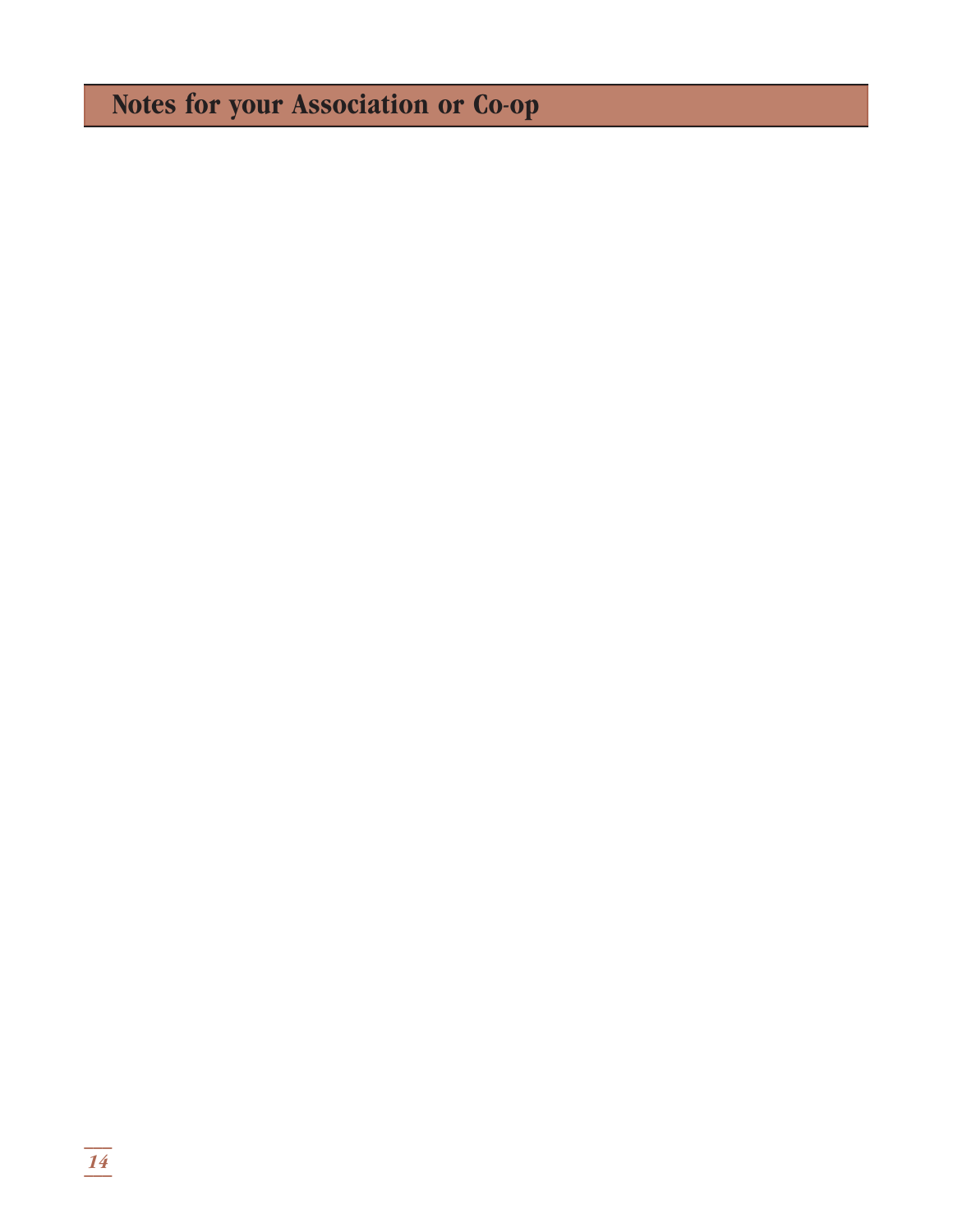## Notes for your Association or Co-op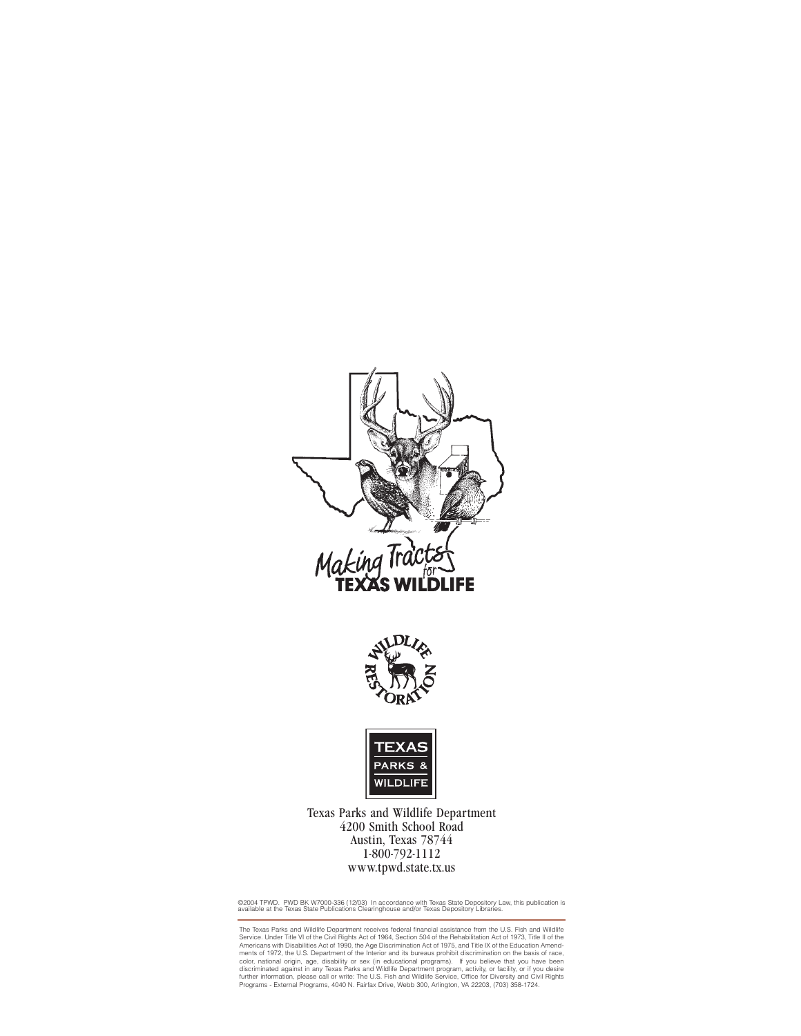Making Tracts for TEXAS WILDLIFE

WILDLIFE RESTORATION

TEXAS PARKS & WILDLIFE

Texas Parks and Wildlife Department
4200 Smith School Road
Austin, Texas 78744
1-800-792-1112
www.tpwd.state.tx.us

©2004 TPWD. PWD BK W7000-336 (12/03) In accordance with Texas State Depository Law, this publication is available at the Texas State Publications Clearinghouse and/or Texas Depository Libraries.

The Texas Parks and Wildlife Department receives federal financial assistance from the U.S. Fish and Wildlife Service. Under Title VI of the Civil Rights Act of 1964, Section 504 of the Rehabilitation Act of 1973, Title II of the Americans with Disabilities Act of 1990, the Age Discrimination Act of 1975, and Title IX of the Education Amendments of 1972, the U.S. Department of the Interior and its bureaus prohibit discrimination on the basis of race, color, national origin, age, disability or sex (in educational programs). If you believe that you have been discriminated against in any Texas Parks and Wildlife Department program, activity, or facility, or if you desire further information, please call or write: The U.S. Fish and Wildlife Service, Office for Diversity and Civil Rights Programs - External Programs, 4040 N. Fairfax Drive, Webb 300, Arlington, VA 22203, (703) 358-1724.